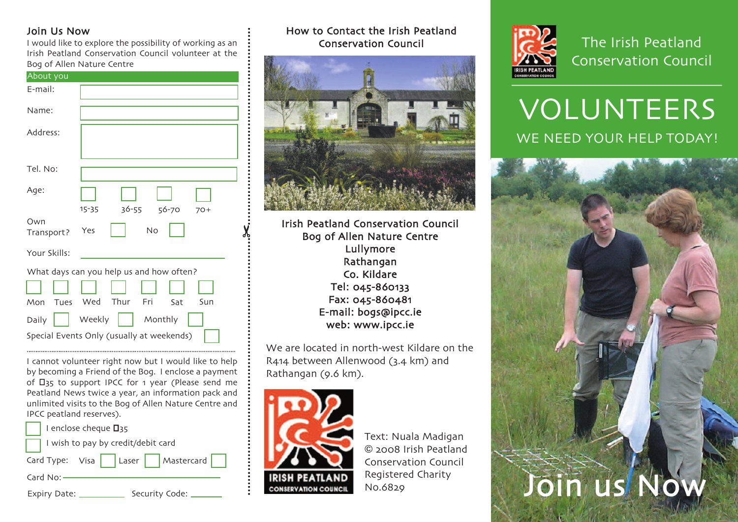## Join Us Now

I would like to explore the possibility of working as an Irish Peatland Conservation Council volunteer at the Bog of Allen Nature Centre

**About you**

E-mail:

Name:

Address:

Tel. No:

Age: ☐ 15-35 ☐ 36-55 ☐ 56-70 ☐ 70+

Own Transport? Yes ☐ No ☐

Your Skills: ______

What days can you help us and how often?

☐ Mon ☐ Tues ☐ Wed ☐ Thur ☐ Fri ☐ Sat ☐ Sun

Daily ☐ Weekly ☐ Monthly ☐

Special Events Only (usually at weekends) ☐

I cannot volunteer right now but I would like to help by becoming a Friend of the Bog. I enclose a payment of €35 to support IPCC for 1 year (Please send me Peatland News twice a year, an information pack and unlimited visits to the Bog of Allen Nature Centre and IPCC peatland reserves).

☐ I enclose cheque €35

☐ I wish to pay by credit/debit card

Card Type: Visa ☐ Laser ☐ Mastercard ☐

Card No: ______

Expiry Date: ______ Security Code: ______

## How to Contact the Irish Peatland Conservation Council

**Irish Peatland Conservation Council**
**Bog of Allen Nature Centre**
**Lullymore**
**Rathangan**
**Co. Kildare**
**Tel: 045-860133**
**Fax: 045-860481**
**E-mail: bogs@ipcc.ie**
**web: www.ipcc.ie**

We are located in north-west Kildare on the R414 between Allenwood (3.4 km) and Rathangan (9.6 km).

Text: Nuala Madigan
© 2008 Irish Peatland Conservation Council
Registered Charity No.6829

# The Irish Peatland Conservation Council

# VOLUNTEERS

## WE NEED YOUR HELP TODAY!

## Join us Now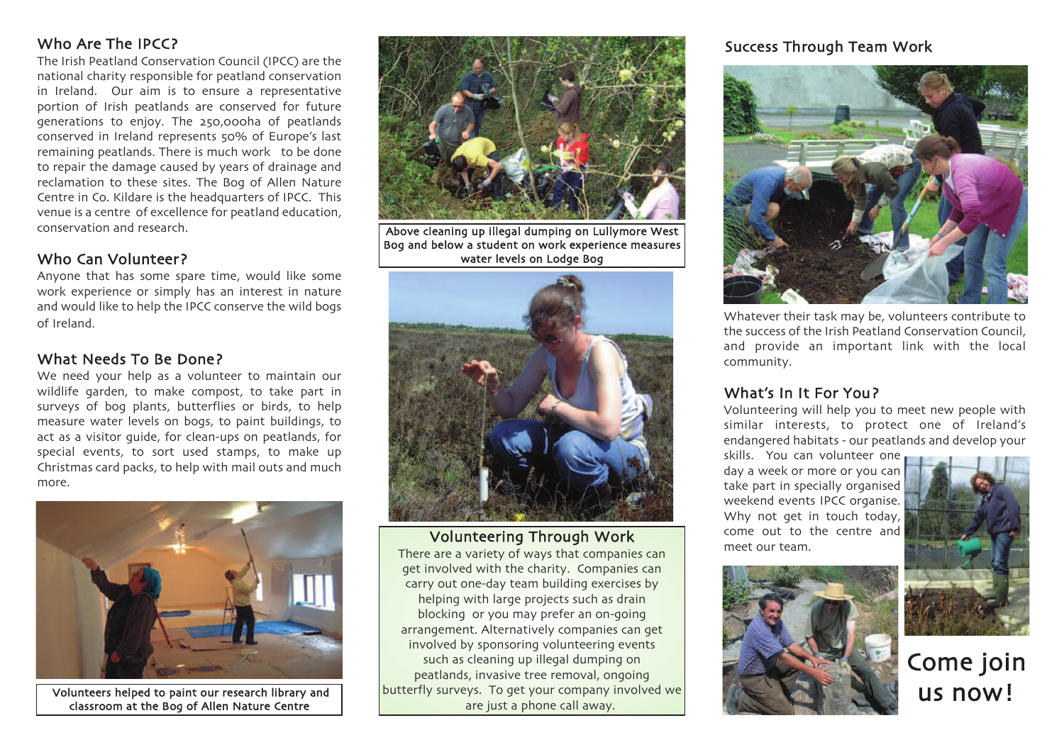## Who Are The IPCC?

The Irish Peatland Conservation Council (IPCC) are the national charity responsible for peatland conservation in Ireland. Our aim is to ensure a representative portion of Irish peatlands are conserved for future generations to enjoy. The 250,000ha of peatlands conserved in Ireland represents 50% of Europe's last remaining peatlands. There is much work to be done to repair the damage caused by years of drainage and reclamation to these sites. The Bog of Allen Nature Centre in Co. Kildare is the headquarters of IPCC. This venue is a centre of excellence for peatland education, conservation and research.

## Who Can Volunteer?

Anyone that has some spare time, would like some work experience or simply has an interest in nature and would like to help the IPCC conserve the wild bogs of Ireland.

## What Needs To Be Done?

We need your help as a volunteer to maintain our wildlife garden, to make compost, to take part in surveys of bog plants, butterflies or birds, to help measure water levels on bogs, to paint buildings, to act as a visitor guide, for clean-ups on peatlands, for special events, to sort used stamps, to make up Christmas card packs, to help with mail outs and much more.

Volunteers helped to paint our research library and classroom at the Bog of Allen Nature Centre

Above cleaning up illegal dumping on Lullymore West Bog and below a student on work experience measures water levels on Lodge Bog

## Volunteering Through Work

There are a variety of ways that companies can get involved with the charity. Companies can carry out one-day team building exercises by helping with large projects such as drain blocking or you may prefer an on-going arrangement. Alternatively companies can get involved by sponsoring volunteering events such as cleaning up illegal dumping on peatlands, invasive tree removal, ongoing butterfly surveys. To get your company involved we are just a phone call away.

## Success Through Team Work

Whatever their task may be, volunteers contribute to the success of the Irish Peatland Conservation Council, and provide an important link with the local community.

## What's In It For You?

Volunteering will help you to meet new people with similar interests, to protect one of Ireland's endangered habitats - our peatlands and develop your skills. You can volunteer one day a week or more or you can take part in specially organised weekend events IPCC organise. Why not get in touch today, come out to the centre and meet our team.

# Come join us now!